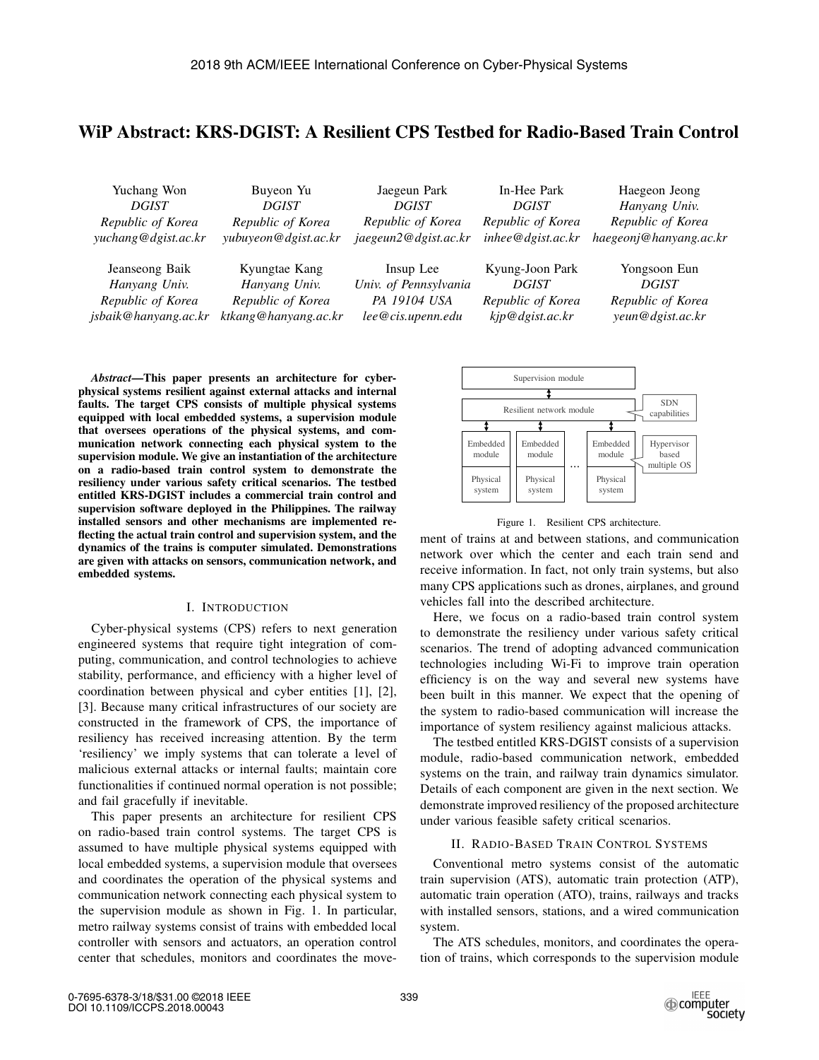# WiP Abstract: KRS-DGIST: A Resilient CPS Testbed for Radio-Based Train Control

Yuchang Won, *DGIST, Republic of Korea*, *yuchang@dgist.ac.kr*

Buyeon Yu, *DGIST, Republic of Korea*, *yubuyeon@dgist.ac.kr*

Jaegeun Park, *DGIST, Republic of Korea*, *jaegeun2@dgist.ac.kr*

In-Hee Park, *DGIST, Republic of Korea*, *inhee@dgist.ac.kr*

Haegeon Jeong, *Hanyang Univ., Republic of Korea*, *haegeonj@hanyang.ac.kr*

Jeanseong Baik, *Hanyang Univ., Republic of Korea*, *jsbaik@hanyang.ac.kr*

Kyungtae Kang, *Hanyang Univ., Republic of Korea*, *ktkang@hanyang.ac.kr*

Insup Lee, *Univ. of Pennsylvania, PA 19104 USA*, *lee@cis.upenn.edu*

Kyung-Joon Park, *DGIST, Republic of Korea*, *kjp@dgist.ac.kr*

Yongsoon Eun, *DGIST, Republic of Korea*, *yeun@dgist.ac.kr*

***Abstract*—This paper presents an architecture for cyber-physical systems resilient against external attacks and internal faults. The target CPS consists of multiple physical systems equipped with local embedded systems, a supervision module that oversees operations of the physical systems, and communication network connecting each physical system to the supervision module. We give an instantiation of the architecture on a radio-based train control system to demonstrate the resiliency under various safety critical scenarios. The testbed entitled KRS-DGIST includes a commercial train control and supervision software deployed in the Philippines. The railway installed sensors and other mechanisms are implemented reflecting the actual train control and supervision system, and the dynamics of the trains is computer simulated. Demonstrations are given with attacks on sensors, communication network, and embedded systems.**

## I. Introduction

Cyber-physical systems (CPS) refers to next generation engineered systems that require tight integration of computing, communication, and control technologies to achieve stability, performance, and efficiency with a higher level of coordination between physical and cyber entities [1], [2], [3]. Because many critical infrastructures of our society are constructed in the framework of CPS, the importance of resiliency has received increasing attention. By the term 'resiliency' we imply systems that can tolerate a level of malicious external attacks or internal faults; maintain core functionalities if continued normal operation is not possible; and fail gracefully if inevitable.

This paper presents an architecture for resilient CPS on radio-based train control systems. The target CPS is assumed to have multiple physical systems equipped with local embedded systems, a supervision module that oversees and coordinates the operation of the physical systems and communication network connecting each physical system to the supervision module as shown in Fig. 1. In particular, metro railway systems consist of trains with embedded local controller with sensors and actuators, an operation control center that schedules, monitors and coordinates the movement of trains at and between stations, and communication network over which the center and each train send and receive information. In fact, not only train systems, but also many CPS applications such as drones, airplanes, and ground vehicles fall into the described architecture.

Supervision module | Resilient network module (SDN capabilities) | Embedded module / Physical system ... (Hypervisor based multiple OS)

Figure 1. Resilient CPS architecture.

Here, we focus on a radio-based train control system to demonstrate the resiliency under various safety critical scenarios. The trend of adopting advanced communication technologies including Wi-Fi to improve train operation efficiency is on the way and several new systems have been built in this manner. We expect that the opening of the system to radio-based communication will increase the importance of system resiliency against malicious attacks.

The testbed entitled KRS-DGIST consists of a supervision module, radio-based communication network, embedded systems on the train, and railway train dynamics simulator. Details of each component are given in the next section. We demonstrate improved resiliency of the proposed architecture under various feasible safety critical scenarios.

## II. Radio-Based Train Control Systems

Conventional metro systems consist of the automatic train supervision (ATS), automatic train protection (ATP), automatic train operation (ATO), trains, railways and tracks with installed sensors, stations, and a wired communication system.

The ATS schedules, monitors, and coordinates the operation of trains, which corresponds to the supervision module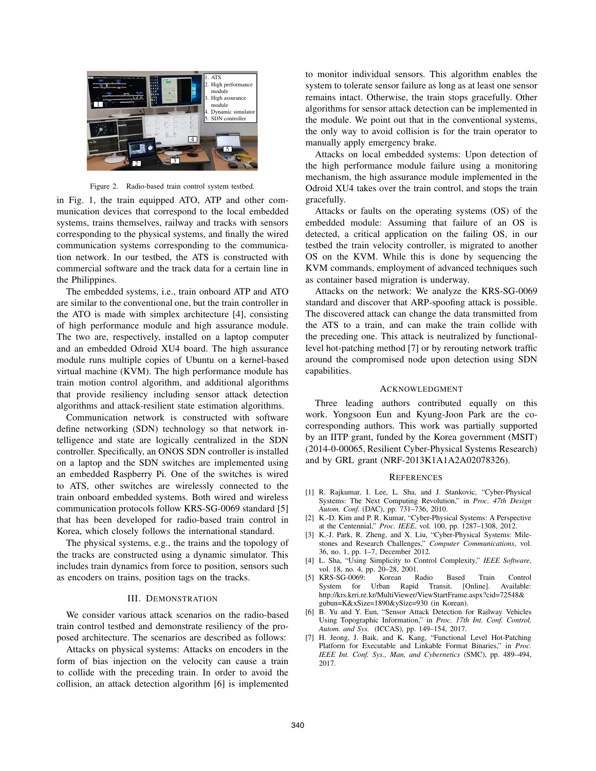1. ATS
2. High performance module
3. High assurance module
4. Dynamic simulator
5. SDN controller

Figure 2. Radio-based train control system testbed.

in Fig. 1, the train equipped ATO, ATP and other communication devices that correspond to the local embedded systems, trains themselves, railway and tracks with sensors corresponding to the physical systems, and finally the wired communication systems corresponding to the communication network. In our testbed, the ATS is constructed with commercial software and the track data for a certain line in the Philippines.

The embedded systems, i.e., train onboard ATP and ATO are similar to the conventional one, but the train controller in the ATO is made with simplex architecture [4], consisting of high performance module and high assurance module. The two are, respectively, installed on a laptop computer and an embedded Odroid XU4 board. The high assurance module runs multiple copies of Ubuntu on a kernel-based virtual machine (KVM). The high performance module has train motion control algorithm, and additional algorithms that provide resiliency including sensor attack detection algorithms and attack-resilient state estimation algorithms.

Communication network is constructed with software define networking (SDN) technology so that network intelligence and state are logically centralized in the SDN controller. Specifically, an ONOS SDN controller is installed on a laptop and the SDN switches are implemented using an embedded Raspberry Pi. One of the switches is wired to ATS, other switches are wirelessly connected to the train onboard embedded systems. Both wired and wireless communication protocols follow KRS-SG-0069 standard [5] that has been developed for radio-based train control in Korea, which closely follows the international standard.

The physical systems, e.g., the trains and the topology of the tracks are constructed using a dynamic simulator. This includes train dynamics from force to position, sensors such as encoders on trains, position tags on the tracks.

## III. Demonstration

We consider various attack scenarios on the radio-based train control testbed and demonstrate resiliency of the proposed architecture. The scenarios are described as follows:

Attacks on physical systems: Attacks on encoders in the form of bias injection on the velocity can cause a train to collide with the preceding train. In order to avoid the collision, an attack detection algorithm [6] is implemented to monitor individual sensors. This algorithm enables the system to tolerate sensor failure as long as at least one sensor remains intact. Otherwise, the train stops gracefully. Other algorithms for sensor attack detection can be implemented in the module. We point out that in the conventional systems, the only way to avoid collision is for the train operator to manually apply emergency brake.

Attacks on local embedded systems: Upon detection of the high performance module failure using a monitoring mechanism, the high assurance module implemented in the Odroid XU4 takes over the train control, and stops the train gracefully.

Attacks or faults on the operating systems (OS) of the embedded module: Assuming that failure of an OS is detected, a critical application on the failing OS, in our testbed the train velocity controller, is migrated to another OS on the KVM. While this is done by sequencing the KVM commands, employment of advanced techniques such as container based migration is underway.

Attacks on the network: We analyze the KRS-SG-0069 standard and discover that ARP-spoofing attack is possible. The discovered attack can change the data transmitted from the ATS to a train, and can make the train collide with the preceding one. This attack is neutralized by functional-level hot-patching method [7] or by rerouting network traffic around the compromised node upon detection using SDN capabilities.

## Acknowledgment

Three leading authors contributed equally on this work. Yongsoon Eun and Kyung-Joon Park are the co-corresponding authors. This work was partially supported by an IITP grant, funded by the Korea government (MSIT) (2014-0-00065, Resilient Cyber-Physical Systems Research) and by GRL grant (NRF-2013K1A1A2A02078326).

## References

[1] R. Rajkumar, I. Lee, L. Sha, and J. Stankovic, "Cyber-Physical Systems: The Next Computing Revolution," in *Proc. 47th Design Autom. Conf.* (DAC), pp. 731–736, 2010.

[2] K.-D. Kim and P. R. Kumar, "Cyber-Physical Systems: A Perspective at the Centennial," *Proc. IEEE*, vol. 100, pp. 1287–1308, 2012.

[3] K.-J. Park, R. Zheng, and X. Liu, "Cyber-Physical Systems: Milestones and Research Challenges," *Computer Communications*, vol. 36, no. 1, pp. 1–7, December 2012.

[4] L. Sha, "Using Simplicity to Control Complexity," *IEEE Software*, vol. 18, no. 4, pp. 20–28, 2001.

[5] KRS-SG-0069: Korean Radio Based Train Control System for Urban Rapid Transit. [Online]. Available: http://krs.krri.re.kr/MultiViewer/ViewStartFrame.aspx?cid=72548&gubun=K&xSize=1890&ySize=930 (in Korean).

[6] B. Yu and Y. Eun, "Sensor Attack Detection for Railway Vehicles Using Topographic Information," in *Proc. 17th Int. Conf. Control, Autom. and Sys.* (ICCAS), pp. 149–154, 2017.

[7] H. Jeong, J. Baik, and K. Kang, "Functional Level Hot-Patching Platform for Executable and Linkable Format Binaries," in *Proc. IEEE Int. Conf. Sys., Man, and Cybernetics* (SMC), pp. 489–494, 2017.